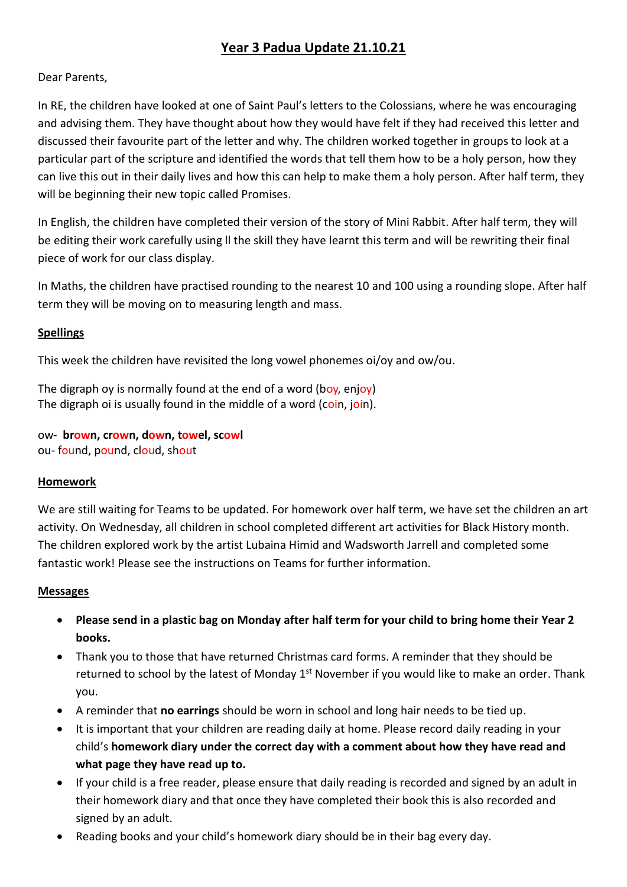# Year 3 Padua Update 21.10.21

Dear Parents,

In RE, the children have looked at one of Saint Paul's letters to the Colossians, where he was encouraging and advising them. They have thought about how they would have felt if they had received this letter and discussed their favourite part of the letter and why. The children worked together in groups to look at a particular part of the scripture and identified the words that tell them how to be a holy person, how they can live this out in their daily lives and how this can help to make them a holy person. After half term, they will be beginning their new topic called Promises.

In English, the children have completed their version of the story of Mini Rabbit. After half term, they will be editing their work carefully using ll the skill they have learnt this term and will be rewriting their final piece of work for our class display.

In Maths, the children have practised rounding to the nearest 10 and 100 using a rounding slope. After half term they will be moving on to measuring length and mass.

## Spellings

This week the children have revisited the long vowel phonemes oi/oy and ow/ou.

The digraph oy is normally found at the end of a word (boy, enjoy)
The digraph oi is usually found in the middle of a word (coin, join).

ow- **brown, crown, down, towel, scowl**
ou- found, pound, cloud, shout

## Homework

We are still waiting for Teams to be updated. For homework over half term, we have set the children an art activity. On Wednesday, all children in school completed different art activities for Black History month. The children explored work by the artist Lubaina Himid and Wadsworth Jarrell and completed some fantastic work! Please see the instructions on Teams for further information.

## Messages

- **Please send in a plastic bag on Monday after half term for your child to bring home their Year 2 books.**
- Thank you to those that have returned Christmas card forms. A reminder that they should be returned to school by the latest of Monday 1st November if you would like to make an order. Thank you.
- A reminder that **no earrings** should be worn in school and long hair needs to be tied up.
- It is important that your children are reading daily at home. Please record daily reading in your child's **homework diary under the correct day with a comment about how they have read and what page they have read up to.**
- If your child is a free reader, please ensure that daily reading is recorded and signed by an adult in their homework diary and that once they have completed their book this is also recorded and signed by an adult.
- Reading books and your child's homework diary should be in their bag every day.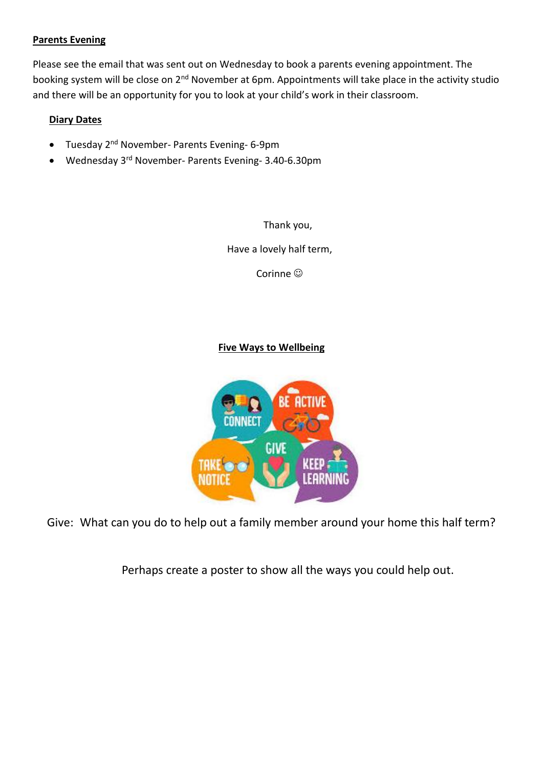**Parents Evening**

Please see the email that was sent out on Wednesday to book a parents evening appointment. The booking system will be close on 2nd November at 6pm. Appointments will take place in the activity studio and there will be an opportunity for you to look at your child's work in their classroom.

**Diary Dates**

- Tuesday 2nd November- Parents Evening- 6-9pm
- Wednesday 3rd November- Parents Evening- 3.40-6.30pm

Thank you,

Have a lovely half term,

Corinne ☺

**Five Ways to Wellbeing**

CONNECT

BE ACTIVE

GIVE

TAKE NOTICE

KEEP LEARNING

Give: What can you do to help out a family member around your home this half term?

Perhaps create a poster to show all the ways you could help out.